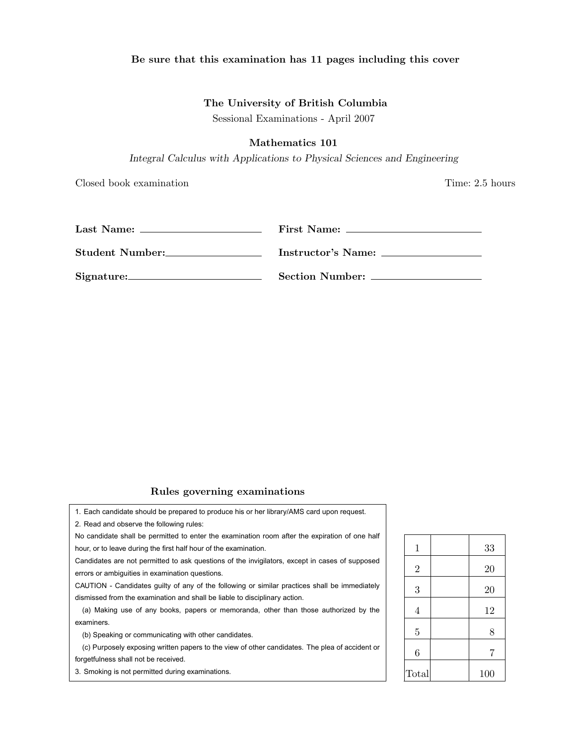**Be sure that this examination has 11 pages including this cover**

**The University of British Columbia**

Sessional Examinations - April 2007

**Mathematics 101**

*Integral Calculus with Applications to Physical Sciences and Engineering*

Closed book examination

Time: 2.5 hours

**Last Name:** ____________________ **First Name:** ____________________

**Student Number:** ____________________ **Instructor's Name:** ____________________

**Signature:** ____________________ **Section Number:** ____________________

### Rules governing examinations

1. Each candidate should be prepared to produce his or her library/AMS card upon request.
2. Read and observe the following rules:

No candidate shall be permitted to enter the examination room after the expiration of one half hour, or to leave during the first half hour of the examination.

Candidates are not permitted to ask questions of the invigilators, except in cases of supposed errors or ambiguities in examination questions.

CAUTION - Candidates guilty of any of the following or similar practices shall be immediately dismissed from the examination and shall be liable to disciplinary action.

(a) Making use of any books, papers or memoranda, other than those authorized by the examiners.

(b) Speaking or communicating with other candidates.

(c) Purposely exposing written papers to the view of other candidates. The plea of accident or forgetfulness shall not be received.

3. Smoking is not permitted during examinations.

| | | |
|---|---|---|
| 1 | | 33 |
| 2 | | 20 |
| 3 | | 20 |
| 4 | | 12 |
| 5 | | 8 |
| 6 | | 7 |
| Total | | 100 |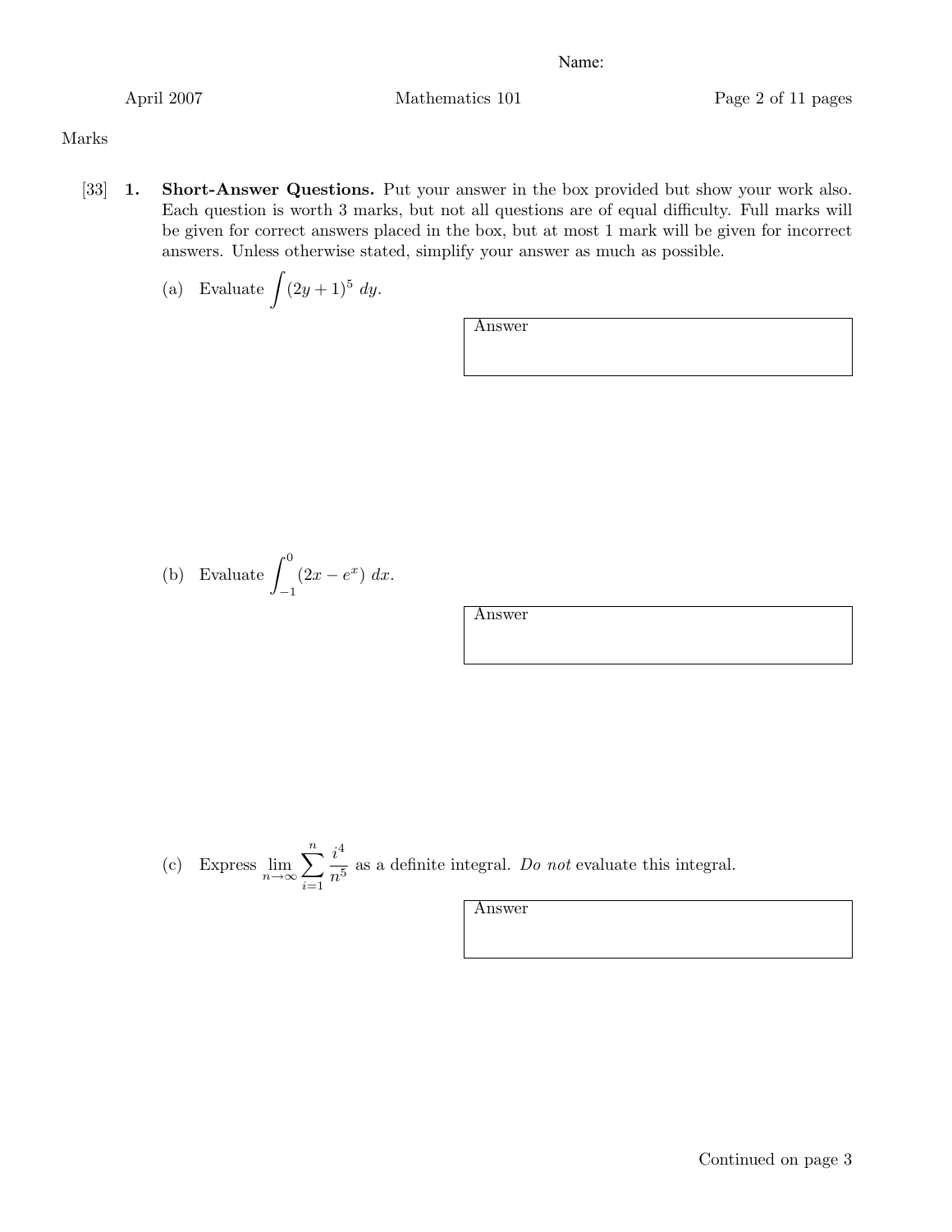Name:

Marks

[33] **1. Short-Answer Questions.** Put your answer in the box provided but show your work also. Each question is worth 3 marks, but not all questions are of equal difficulty. Full marks will be given for correct answers placed in the box, but at most 1 mark will be given for incorrect answers. Unless otherwise stated, simplify your answer as much as possible.

(a) Evaluate $\int (2y+1)^5 \, dy$.

Answer

(b) Evaluate $\int_{-1}^{0} (2x - e^x) \, dx$.

Answer

(c) Express $\lim_{n\to\infty} \sum_{i=1}^{n} \frac{i^4}{n^5}$ as a definite integral. *Do not* evaluate this integral.

Answer

Continued on page 3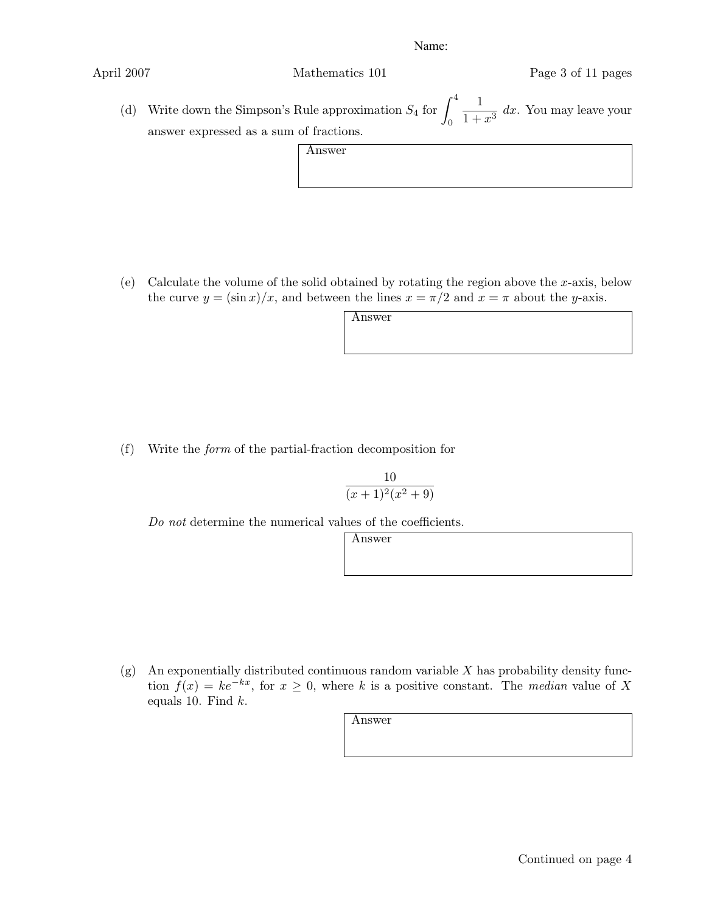Name:

(d) Write down the Simpson's Rule approximation $S_4$ for $\int_0^4 \frac{1}{1+x^3}\, dx$. You may leave your answer expressed as a sum of fractions.

Answer

(e) Calculate the volume of the solid obtained by rotating the region above the $x$-axis, below the curve $y = (\sin x)/x$, and between the lines $x = \pi/2$ and $x = \pi$ about the $y$-axis.

Answer

(f) Write the *form* of the partial-fraction decomposition for

$$\frac{10}{(x+1)^2(x^2+9)}$$

*Do not* determine the numerical values of the coefficients.

Answer

(g) An exponentially distributed continuous random variable $X$ has probability density function $f(x) = ke^{-kx}$, for $x \geq 0$, where $k$ is a positive constant. The *median* value of $X$ equals 10. Find $k$.

Answer

Continued on page 4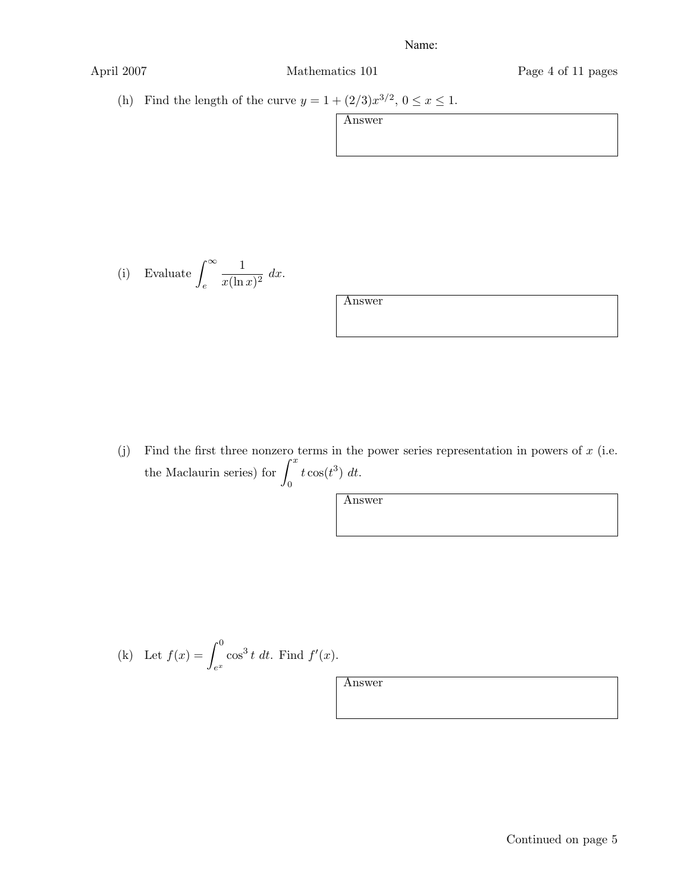Name:

(h) Find the length of the curve $y = 1 + (2/3)x^{3/2}$, $0 \leq x \leq 1$.

Answer

(i) Evaluate $\displaystyle\int_e^\infty \frac{1}{x(\ln x)^2}\, dx$.

Answer

(j) Find the first three nonzero terms in the power series representation in powers of $x$ (i.e. the Maclaurin series) for $\displaystyle\int_0^x t\cos(t^3)\, dt$.

Answer

(k) Let $f(x) = \displaystyle\int_{e^x}^0 \cos^3 t\, dt$. Find $f'(x)$.

Answer

Continued on page 5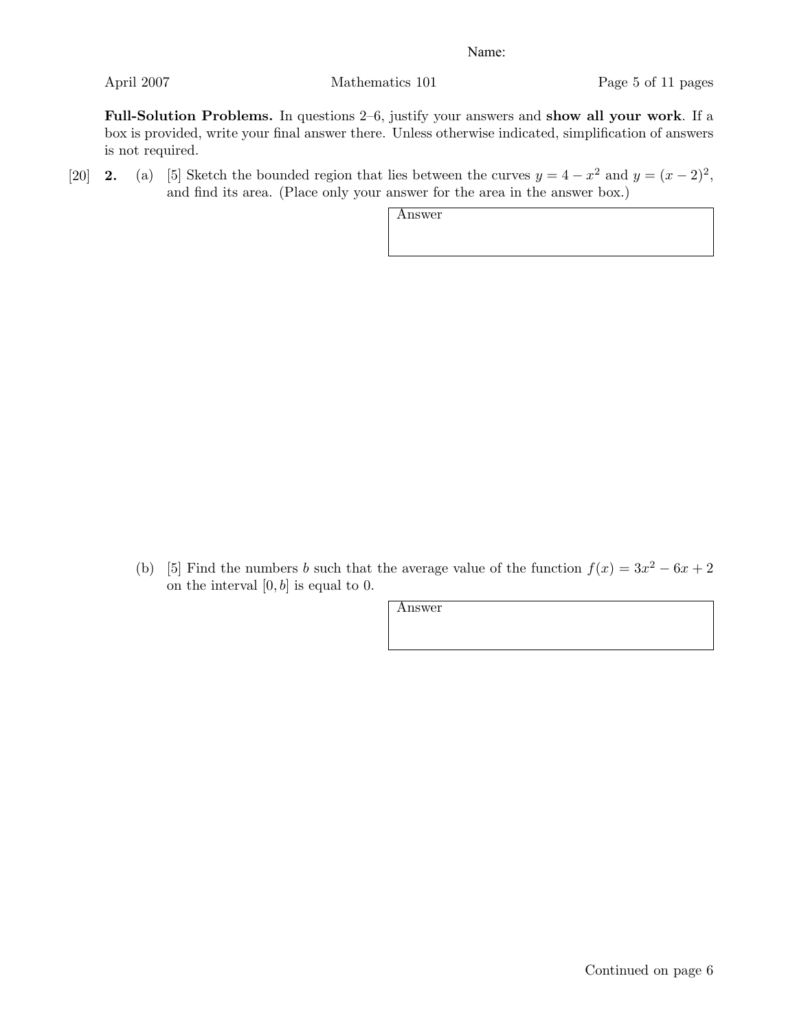Name:

**Full-Solution Problems.** In questions 2–6, justify your answers and **show all your work**. If a box is provided, write your final answer there. Unless otherwise indicated, simplification of answers is not required.

[20] **2.** (a) [5] Sketch the bounded region that lies between the curves $y = 4 - x^2$ and $y = (x-2)^2$, and find its area. (Place only your answer for the area in the answer box.)

| Answer |
|---|
| |

(b) [5] Find the numbers $b$ such that the average value of the function $f(x) = 3x^2 - 6x + 2$ on the interval $[0, b]$ is equal to 0.

| Answer |
|---|
| |

Continued on page 6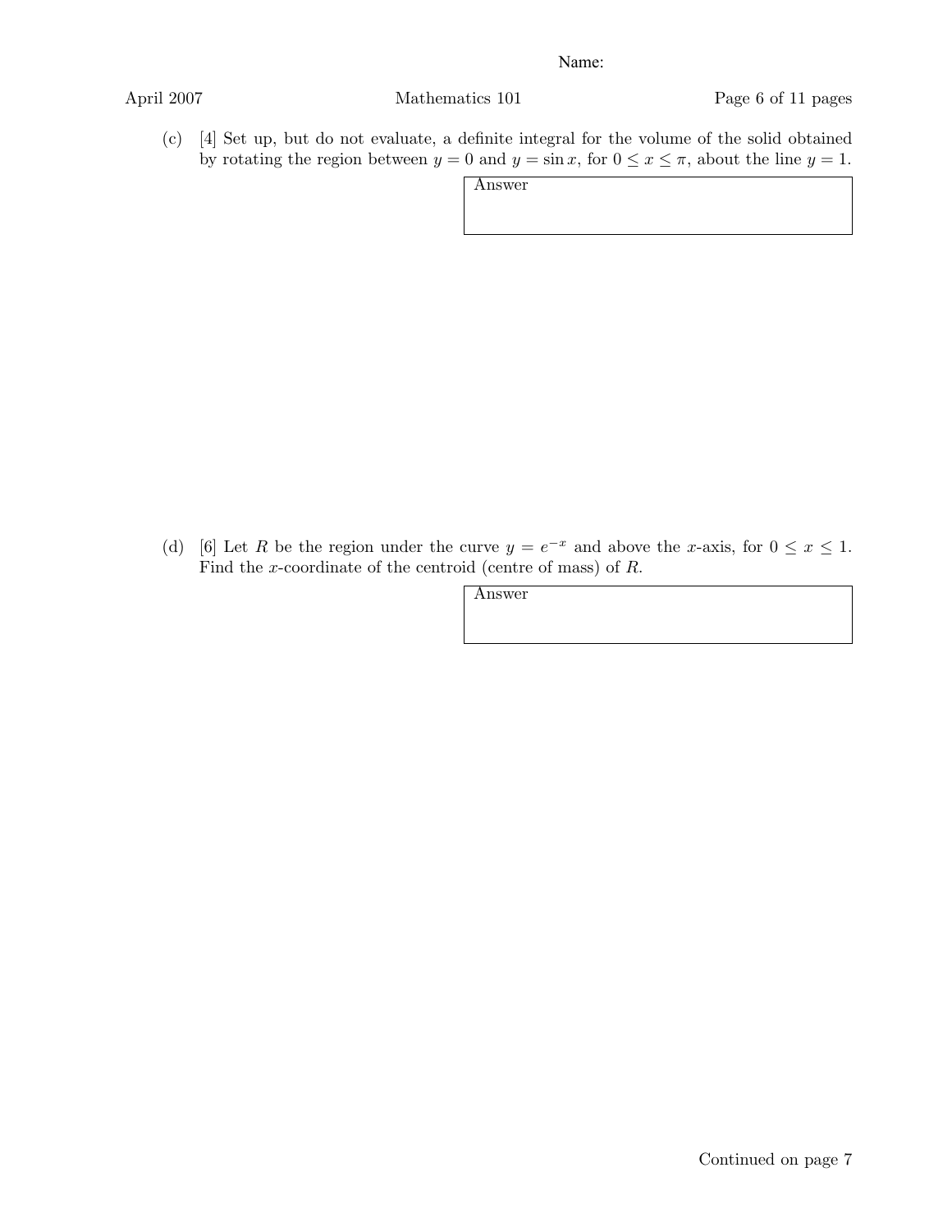Name:

(c) [4] Set up, but do not evaluate, a definite integral for the volume of the solid obtained by rotating the region between $y = 0$ and $y = \sin x$, for $0 \leq x \leq \pi$, about the line $y = 1$.

| Answer |
|---|
| |

(d) [6] Let $R$ be the region under the curve $y = e^{-x}$ and above the $x$-axis, for $0 \leq x \leq 1$. Find the $x$-coordinate of the centroid (centre of mass) of $R$.

| Answer |
|---|
| |

Continued on page 7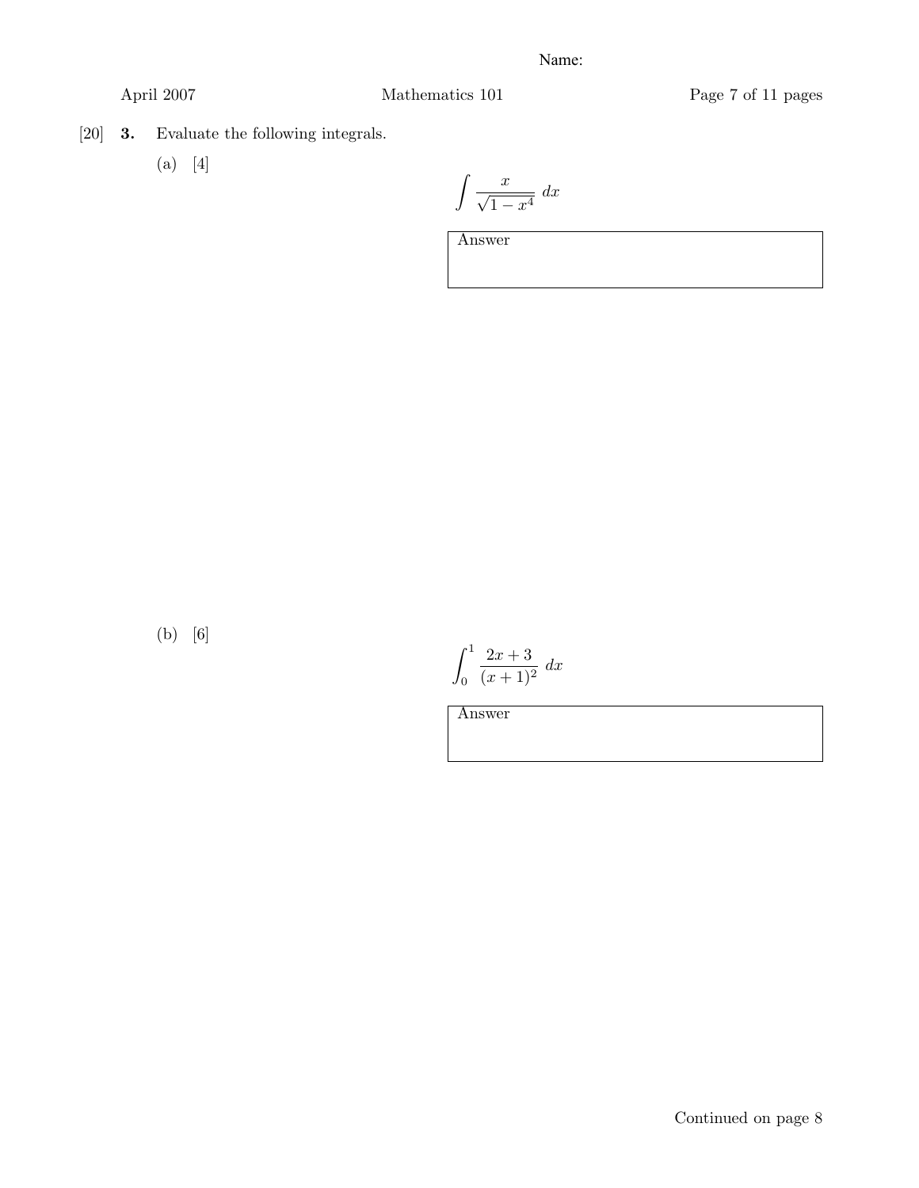Name:

[20] **3.** Evaluate the following integrals.

(a) [4]

$$\int \frac{x}{\sqrt{1-x^4}}\ dx$$

Answer

(b) [6]

$$\int_0^1 \frac{2x+3}{(x+1)^2}\ dx$$

Answer

Continued on page 8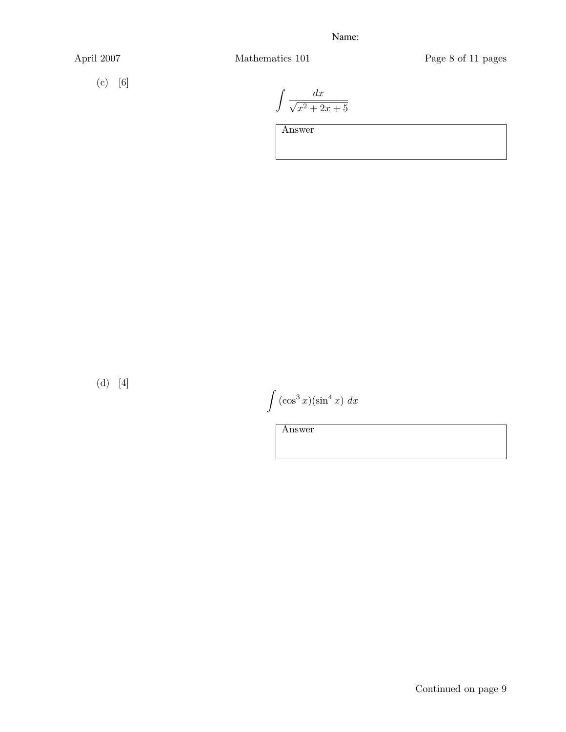(c) [6]

$$\int \frac{dx}{\sqrt{x^2 + 2x + 5}}$$

Answer

(d) [4]

$$\int (\cos^3 x)(\sin^4 x)\ dx$$

Answer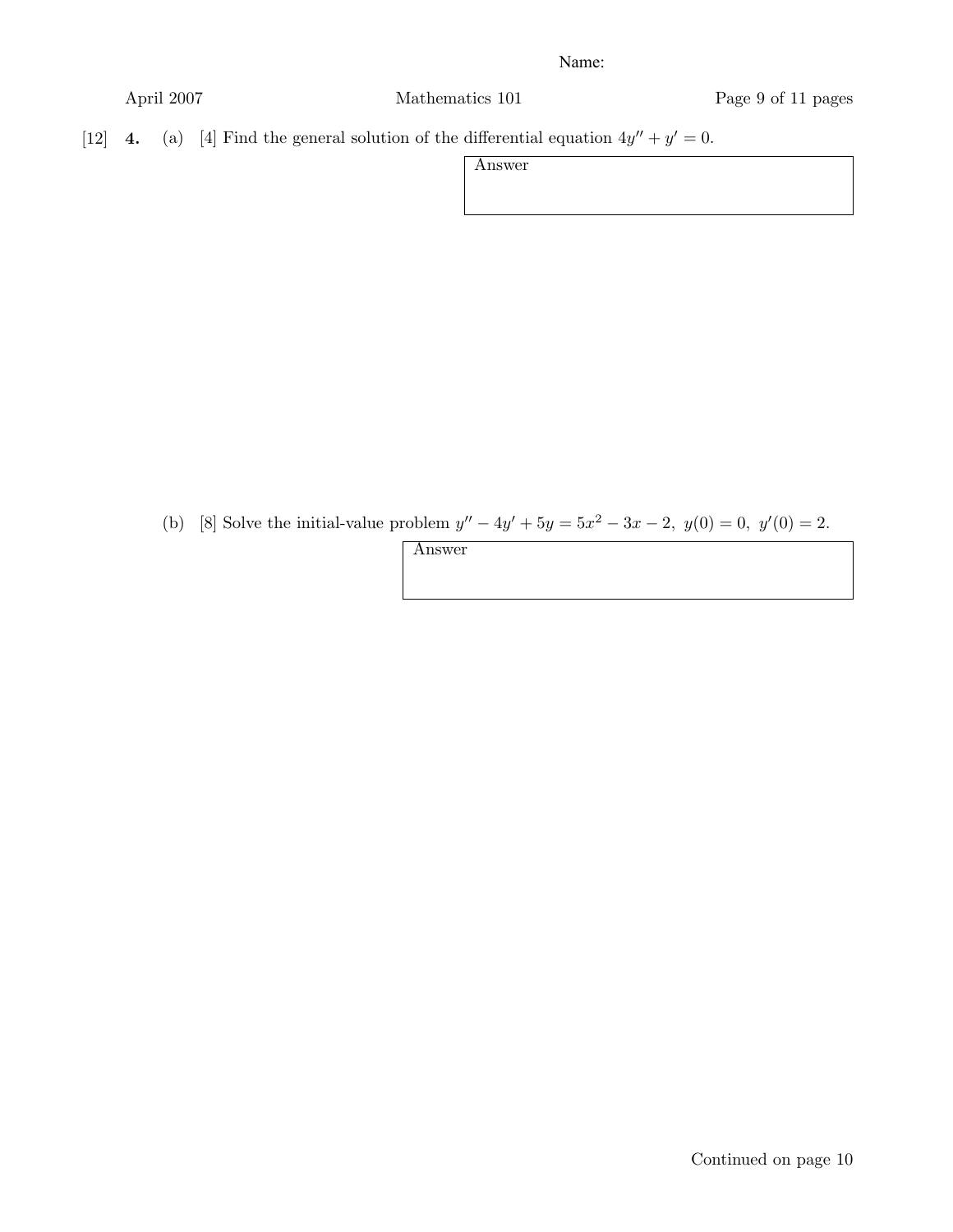Name:

[12] **4.** (a) [4] Find the general solution of the differential equation $4y'' + y' = 0$.

Answer

(b) [8] Solve the initial-value problem $y'' - 4y' + 5y = 5x^2 - 3x - 2,\ y(0) = 0,\ y'(0) = 2$.

Answer

Continued on page 10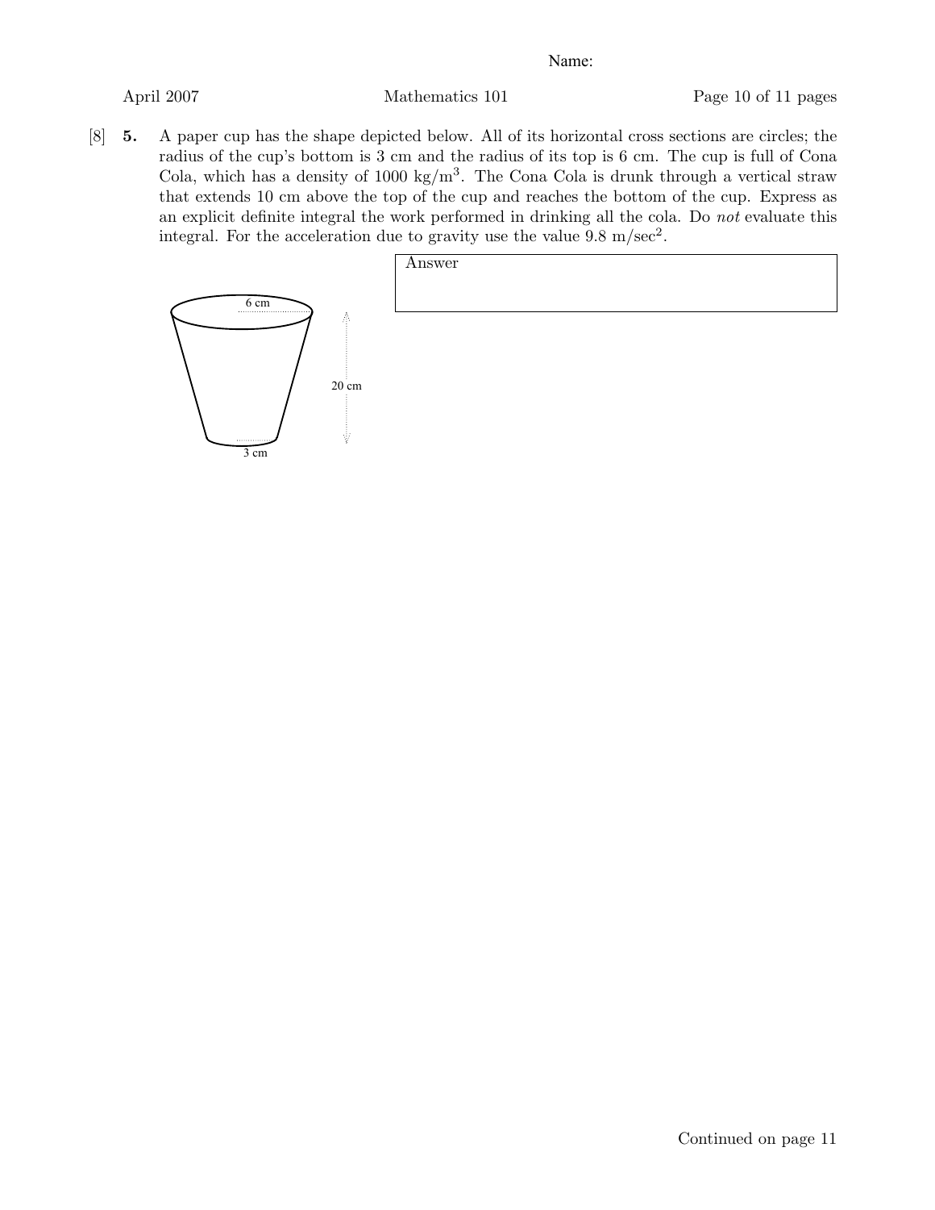Name:

[8] **5.** A paper cup has the shape depicted below. All of its horizontal cross sections are circles; the radius of the cup's bottom is 3 cm and the radius of its top is 6 cm. The cup is full of Cona Cola, which has a density of 1000 kg/m$^3$. The Cona Cola is drunk through a vertical straw that extends 10 cm above the top of the cup and reaches the bottom of the cup. Express as an explicit definite integral the work performed in drinking all the cola. Do *not* evaluate this integral. For the acceleration due to gravity use the value 9.8 m/sec$^2$.

6 cm

20 cm

3 cm

| Answer |
|---|
| |

Continued on page 11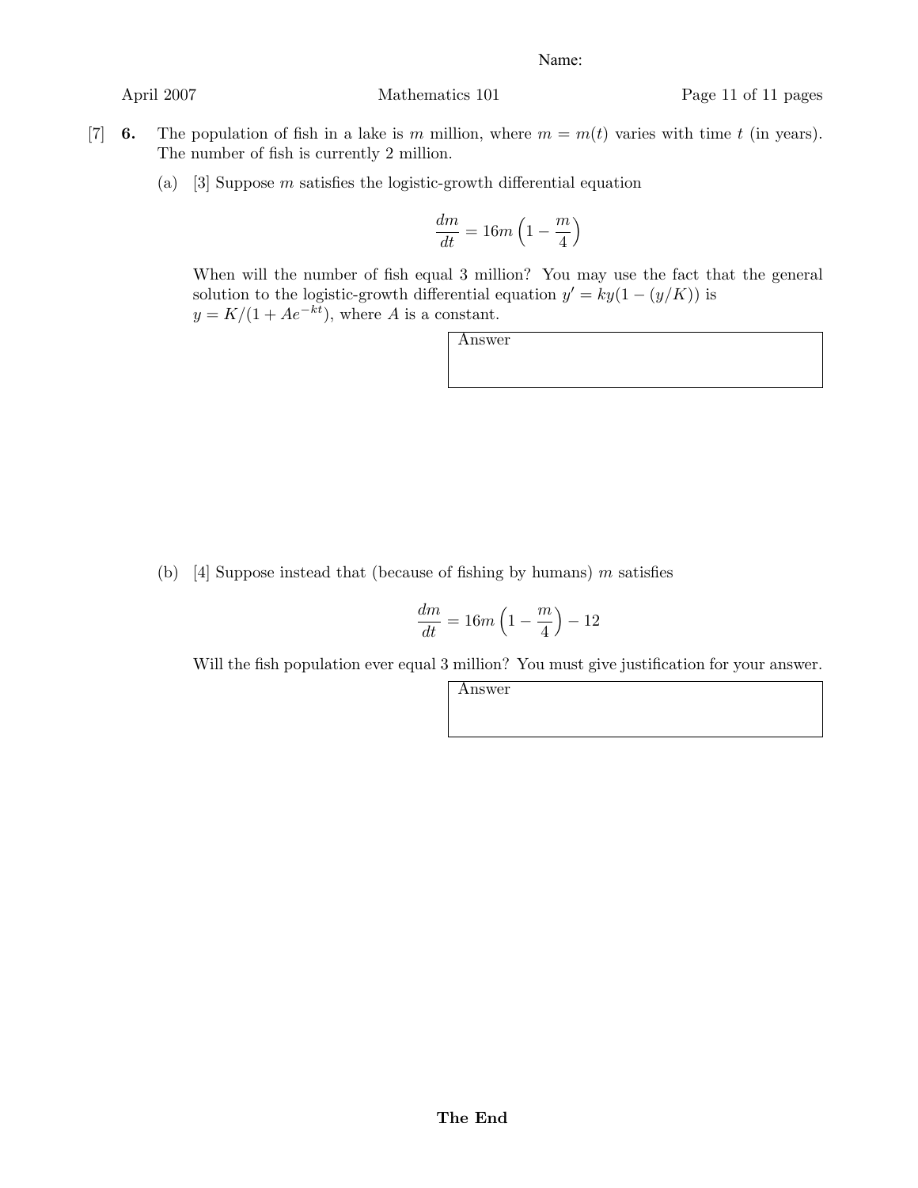Name:

[7] **6.** The population of fish in a lake is $m$ million, where $m = m(t)$ varies with time $t$ (in years). The number of fish is currently 2 million.

(a) [3] Suppose $m$ satisfies the logistic-growth differential equation

$$\frac{dm}{dt} = 16m\left(1 - \frac{m}{4}\right)$$

When will the number of fish equal 3 million? You may use the fact that the general solution to the logistic-growth differential equation $y' = ky(1 - (y/K))$ is $y = K/(1 + Ae^{-kt})$, where $A$ is a constant.

| Answer |
|---|
| |

(b) [4] Suppose instead that (because of fishing by humans) $m$ satisfies

$$\frac{dm}{dt} = 16m\left(1 - \frac{m}{4}\right) - 12$$

Will the fish population ever equal 3 million? You must give justification for your answer.

| Answer |
|---|
| |

**The End**